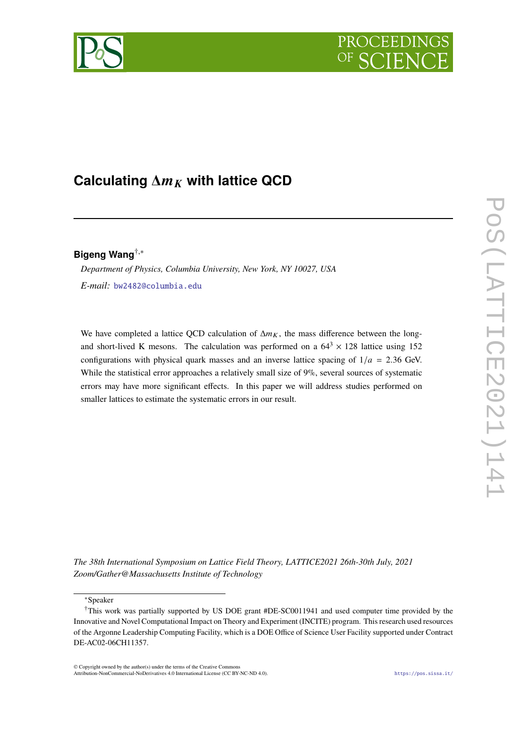# Calculating $\Delta m_K$ with lattice QCD

**Bigeng Wang**[†,*]

*Department of Physics, Columbia University, New York, NY 10027, USA*

*E-mail:* bw2482@columbia.edu

We have completed a lattice QCD calculation of $\Delta m_K$, the mass difference between the long- and short-lived K mesons. The calculation was performed on a $64^3 \times 128$ lattice using 152 configurations with physical quark masses and an inverse lattice spacing of $1/a = 2.36$ GeV. While the statistical error approaches a relatively small size of 9%, several sources of systematic errors may have more significant effects. In this paper we will address studies performed on smaller lattices to estimate the systematic errors in our result.

*The 38th International Symposium on Lattice Field Theory, LATTICE2021 26th-30th July, 2021 Zoom/Gather@Massachusetts Institute of Technology*

[*] Speaker

[†] This work was partially supported by US DOE grant #DE-SC0011941 and used computer time provided by the Innovative and Novel Computational Impact on Theory and Experiment (INCITE) program. This research used resources of the Argonne Leadership Computing Facility, which is a DOE Office of Science User Facility supported under Contract DE-AC02-06CH11357.

© Copyright owned by the author(s) under the terms of the Creative Commons Attribution-NonCommercial-NoDerivatives 4.0 International License (CC BY-NC-ND 4.0).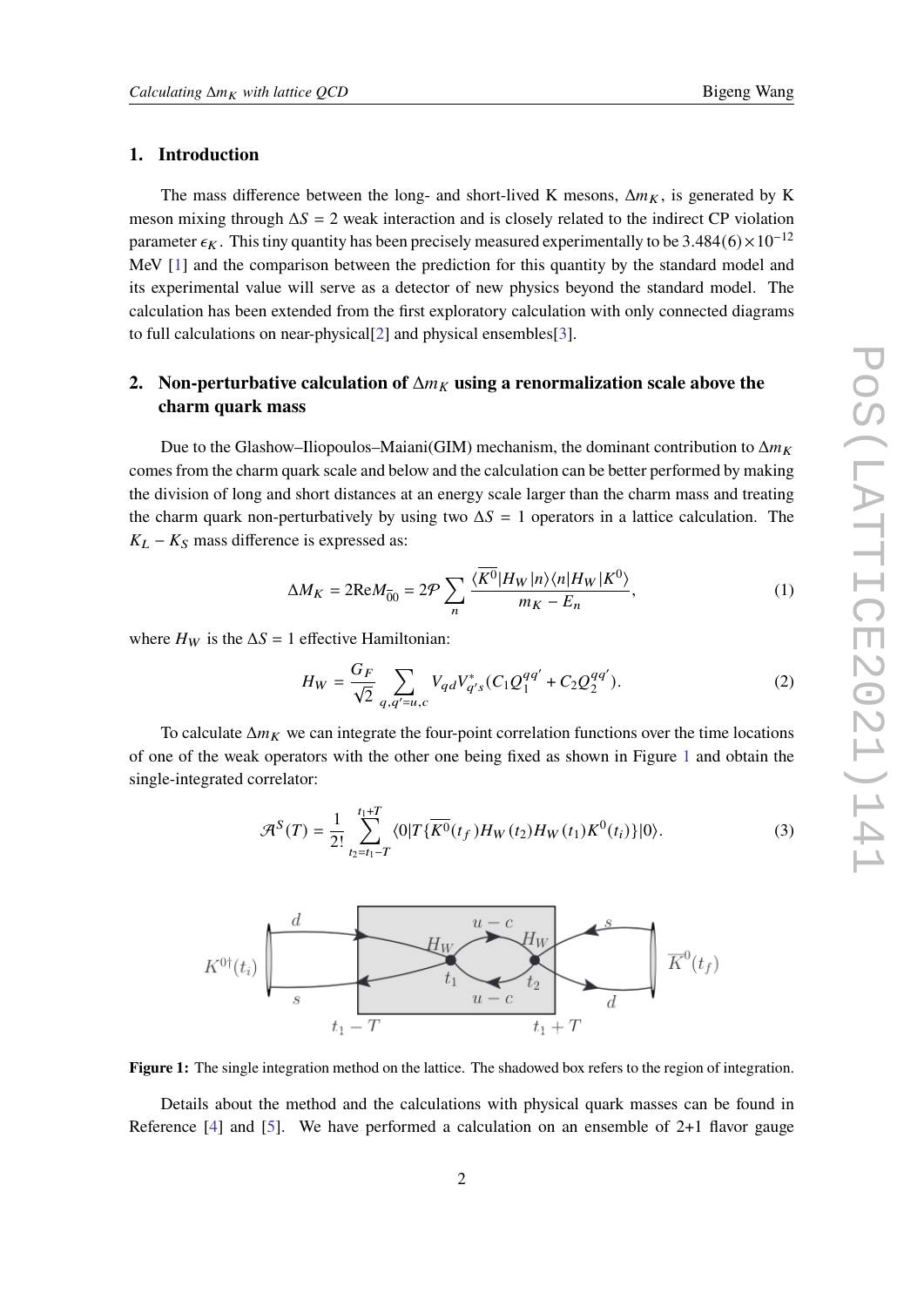## 1. Introduction

The mass difference between the long- and short-lived K mesons, $\Delta m_K$, is generated by K meson mixing through $\Delta S = 2$ weak interaction and is closely related to the indirect CP violation parameter $\epsilon_K$. This tiny quantity has been precisely measured experimentally to be $3.484(6)\times 10^{-12}$ MeV [1] and the comparison between the prediction for this quantity by the standard model and its experimental value will serve as a detector of new physics beyond the standard model. The calculation has been extended from the first exploratory calculation with only connected diagrams to full calculations on near-physical[2] and physical ensembles[3].

## 2. Non-perturbative calculation of $\Delta m_K$ using a renormalization scale above the charm quark mass

Due to the Glashow–Iliopoulos–Maiani(GIM) mechanism, the dominant contribution to $\Delta m_K$ comes from the charm quark scale and below and the calculation can be better performed by making the division of long and short distances at an energy scale larger than the charm mass and treating the charm quark non-perturbatively by using two $\Delta S = 1$ operators in a lattice calculation. The $K_L - K_S$ mass difference is expressed as:

$$\Delta M_K = 2\mathrm{Re}M_{\overline{0}0} = 2\mathcal{P}\sum_n \frac{\langle \overline{K^0}|H_W|n\rangle\langle n|H_W|K^0\rangle}{m_K - E_n}, \tag{1}$$

where $H_W$ is the $\Delta S = 1$ effective Hamiltonian:

$$H_W = \frac{G_F}{\sqrt{2}}\sum_{q,q'=u,c} V_{qd}V^*_{q's}(C_1 Q_1^{qq'} + C_2 Q_2^{qq'}). \tag{2}$$

To calculate $\Delta m_K$ we can integrate the four-point correlation functions over the time locations of one of the weak operators with the other one being fixed as shown in Figure 1 and obtain the single-integrated correlator:

$$\mathcal{A}^S(T) = \frac{1}{2!}\sum_{t_2=t_1-T}^{t_1+T} \langle 0|T\{\overline{K^0}(t_f)H_W(t_2)H_W(t_1)K^0(t_i)\}|0\rangle. \tag{3}$$

**Figure 1:** The single integration method on the lattice. The shadowed box refers to the region of integration.

Details about the method and the calculations with physical quark masses can be found in Reference [4] and [5]. We have performed a calculation on an ensemble of 2+1 flavor gauge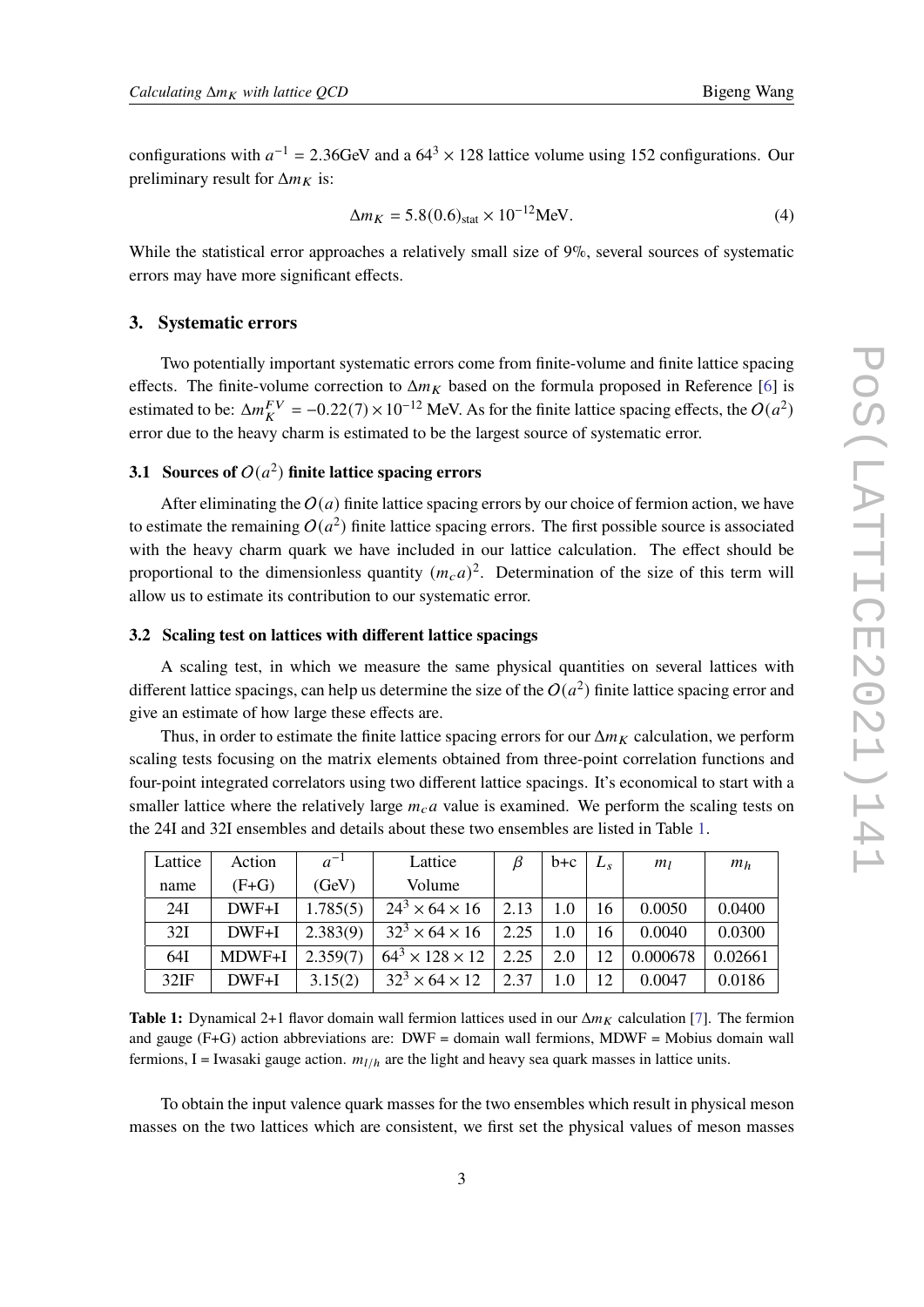configurations with $a^{-1} = 2.36$GeV and a $64^3 \times 128$ lattice volume using 152 configurations. Our preliminary result for $\Delta m_K$ is:

$$\Delta m_K = 5.8(0.6)_{\text{stat}} \times 10^{-12}\text{MeV}. \tag{4}$$

While the statistical error approaches a relatively small size of 9%, several sources of systematic errors may have more significant effects.

## 3. Systematic errors

Two potentially important systematic errors come from finite-volume and finite lattice spacing effects. The finite-volume correction to $\Delta m_K$ based on the formula proposed in Reference [6] is estimated to be: $\Delta m_K^{FV} = -0.22(7) \times 10^{-12}$ MeV. As for the finite lattice spacing effects, the $O(a^2)$ error due to the heavy charm is estimated to be the largest source of systematic error.

### 3.1 Sources of $O(a^2)$ finite lattice spacing errors

After eliminating the $O(a)$ finite lattice spacing errors by our choice of fermion action, we have to estimate the remaining $O(a^2)$ finite lattice spacing errors. The first possible source is associated with the heavy charm quark we have included in our lattice calculation. The effect should be proportional to the dimensionless quantity $(m_c a)^2$. Determination of the size of this term will allow us to estimate its contribution to our systematic error.

### 3.2 Scaling test on lattices with different lattice spacings

A scaling test, in which we measure the same physical quantities on several lattices with different lattice spacings, can help us determine the size of the $O(a^2)$ finite lattice spacing error and give an estimate of how large these effects are.

Thus, in order to estimate the finite lattice spacing errors for our $\Delta m_K$ calculation, we perform scaling tests focusing on the matrix elements obtained from three-point correlation functions and four-point integrated correlators using two different lattice spacings. It's economical to start with a smaller lattice where the relatively large $m_c a$ value is examined. We perform the scaling tests on the 24I and 32I ensembles and details about these two ensembles are listed in Table 1.

| Lattice name | Action (F+G) | $a^{-1}$ (GeV) | Lattice Volume | $\beta$ | b+c | $L_s$ | $m_l$ | $m_h$ |
|---|---|---|---|---|---|---|---|---|
| 24I | DWF+I | 1.785(5) | $24^3 \times 64 \times 16$ | 2.13 | 1.0 | 16 | 0.0050 | 0.0400 |
| 32I | DWF+I | 2.383(9) | $32^3 \times 64 \times 16$ | 2.25 | 1.0 | 16 | 0.0040 | 0.0300 |
| 64I | MDWF+I | 2.359(7) | $64^3 \times 128 \times 12$ | 2.25 | 2.0 | 12 | 0.000678 | 0.02661 |
| 32IF | DWF+I | 3.15(2) | $32^3 \times 64 \times 12$ | 2.37 | 1.0 | 12 | 0.0047 | 0.0186 |

**Table 1:** Dynamical 2+1 flavor domain wall fermion lattices used in our $\Delta m_K$ calculation [7]. The fermion and gauge (F+G) action abbreviations are: DWF = domain wall fermions, MDWF = Mobius domain wall fermions, I = Iwasaki gauge action. $m_{l/h}$ are the light and heavy sea quark masses in lattice units.

To obtain the input valence quark masses for the two ensembles which result in physical meson masses on the two lattices which are consistent, we first set the physical values of meson masses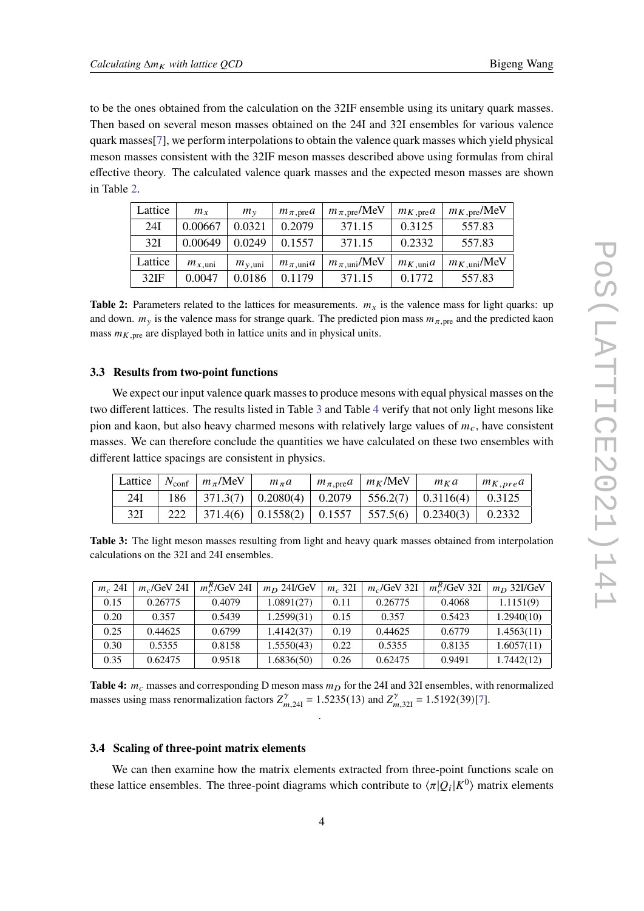to be the ones obtained from the calculation on the 32IF ensemble using its unitary quark masses. Then based on several meson masses obtained on the 24I and 32I ensembles for various valence quark masses[7], we perform interpolations to obtain the valence quark masses which yield physical meson masses consistent with the 32IF meson masses described above using formulas from chiral effective theory. The calculated valence quark masses and the expected meson masses are shown in Table 2.

| Lattice | $m_x$ | $m_y$ | $m_{\pi,\mathrm{pre}}a$ | $m_{\pi,\mathrm{pre}}$/MeV | $m_{K,\mathrm{pre}}a$ | $m_{K,\mathrm{pre}}$/MeV |
|---|---|---|---|---|---|---|
| 24I | 0.00667 | 0.0321 | 0.2079 | 371.15 | 0.3125 | 557.83 |
| 32I | 0.00649 | 0.0249 | 0.1557 | 371.15 | 0.2332 | 557.83 |
| Lattice | $m_{x,\mathrm{uni}}$ | $m_{y,\mathrm{uni}}$ | $m_{\pi,\mathrm{uni}}a$ | $m_{\pi,\mathrm{uni}}$/MeV | $m_{K,\mathrm{uni}}a$ | $m_{K,\mathrm{uni}}$/MeV |
| 32IF | 0.0047 | 0.0186 | 0.1179 | 371.15 | 0.1772 | 557.83 |

**Table 2:** Parameters related to the lattices for measurements. $m_x$ is the valence mass for light quarks: up and down. $m_y$ is the valence mass for strange quark. The predicted pion mass $m_{\pi,\mathrm{pre}}$ and the predicted kaon mass $m_{K,\mathrm{pre}}$ are displayed both in lattice units and in physical units.

### 3.3 Results from two-point functions

We expect our input valence quark masses to produce mesons with equal physical masses on the two different lattices. The results listed in Table 3 and Table 4 verify that not only light mesons like pion and kaon, but also heavy charmed mesons with relatively large values of $m_c$, have consistent masses. We can therefore conclude the quantities we have calculated on these two ensembles with different lattice spacings are consistent in physics.

| Lattice | $N_{\mathrm{conf}}$ | $m_\pi$/MeV | $m_\pi a$ | $m_{\pi,\mathrm{pre}}a$ | $m_K$/MeV | $m_K a$ | $m_{K,pre}a$ |
|---|---|---|---|---|---|---|---|
| 24I | 186 | 371.3(7) | 0.2080(4) | 0.2079 | 556.2(7) | 0.3116(4) | 0.3125 |
| 32I | 222 | 371.4(6) | 0.1558(2) | 0.1557 | 557.5(6) | 0.2340(3) | 0.2332 |

**Table 3:** The light meson masses resulting from light and heavy quark masses obtained from interpolation calculations on the 32I and 24I ensembles.

| $m_c$ 24I | $m_c$/GeV 24I | $m_c^R$/GeV 24I | $m_D$ 24I/GeV | $m_c$ 32I | $m_c$/GeV 32I | $m_c^R$/GeV 32I | $m_D$ 32I/GeV |
|---|---|---|---|---|---|---|---|
| 0.15 | 0.26775 | 0.4079 | 1.0891(27) | 0.11 | 0.26775 | 0.4068 | 1.1151(9) |
| 0.20 | 0.357 | 0.5439 | 1.2599(31) | 0.15 | 0.357 | 0.5423 | 1.2940(10) |
| 0.25 | 0.44625 | 0.6799 | 1.4142(37) | 0.19 | 0.44625 | 0.6779 | 1.4563(11) |
| 0.30 | 0.5355 | 0.8158 | 1.5550(43) | 0.22 | 0.5355 | 0.8135 | 1.6057(11) |
| 0.35 | 0.62475 | 0.9518 | 1.6836(50) | 0.26 | 0.62475 | 0.9491 | 1.7442(12) |

**Table 4:** $m_c$ masses and corresponding D meson mass $m_D$ for the 24I and 32I ensembles, with renormalized masses using mass renormalization factors $Z^{\gamma}_{m,24\mathrm{I}} = 1.5235(13)$ and $Z^{\gamma}_{m,32\mathrm{I}} = 1.5192(39)$[7].

### 3.4 Scaling of three-point matrix elements

We can then examine how the matrix elements extracted from three-point functions scale on these lattice ensembles. The three-point diagrams which contribute to $\langle\pi|Q_i|K^0\rangle$ matrix elements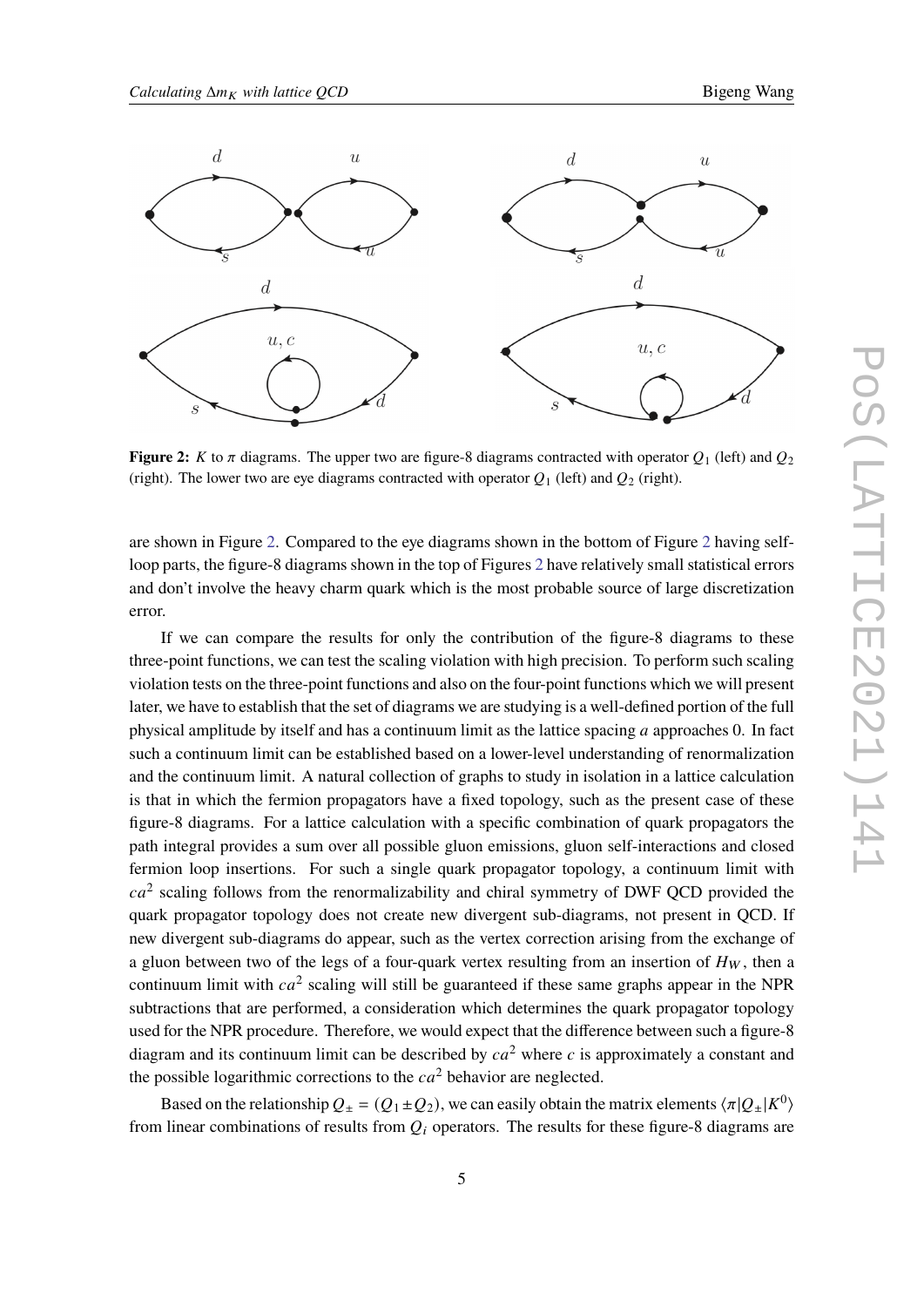**Figure 2:** $K$ to $\pi$ diagrams. The upper two are figure-8 diagrams contracted with operator $Q_1$ (left) and $Q_2$ (right). The lower two are eye diagrams contracted with operator $Q_1$ (left) and $Q_2$ (right).

are shown in Figure 2. Compared to the eye diagrams shown in the bottom of Figure 2 having self-loop parts, the figure-8 diagrams shown in the top of Figures 2 have relatively small statistical errors and don't involve the heavy charm quark which is the most probable source of large discretization error.

If we can compare the results for only the contribution of the figure-8 diagrams to these three-point functions, we can test the scaling violation with high precision. To perform such scaling violation tests on the three-point functions and also on the four-point functions which we will present later, we have to establish that the set of diagrams we are studying is a well-defined portion of the full physical amplitude by itself and has a continuum limit as the lattice spacing $a$ approaches 0. In fact such a continuum limit can be established based on a lower-level understanding of renormalization and the continuum limit. A natural collection of graphs to study in isolation in a lattice calculation is that in which the fermion propagators have a fixed topology, such as the present case of these figure-8 diagrams. For a lattice calculation with a specific combination of quark propagators the path integral provides a sum over all possible gluon emissions, gluon self-interactions and closed fermion loop insertions. For such a single quark propagator topology, a continuum limit with $ca^2$ scaling follows from the renormalizability and chiral symmetry of DWF QCD provided the quark propagator topology does not create new divergent sub-diagrams, not present in QCD. If new divergent sub-diagrams do appear, such as the vertex correction arising from the exchange of a gluon between two of the legs of a four-quark vertex resulting from an insertion of $H_W$, then a continuum limit with $ca^2$ scaling will still be guaranteed if these same graphs appear in the NPR subtractions that are performed, a consideration which determines the quark propagator topology used for the NPR procedure. Therefore, we would expect that the difference between such a figure-8 diagram and its continuum limit can be described by $ca^2$ where $c$ is approximately a constant and the possible logarithmic corrections to the $ca^2$ behavior are neglected.

Based on the relationship $Q_\pm = (Q_1 \pm Q_2)$, we can easily obtain the matrix elements $\langle \pi | Q_\pm | K^0 \rangle$ from linear combinations of results from $Q_i$ operators. The results for these figure-8 diagrams are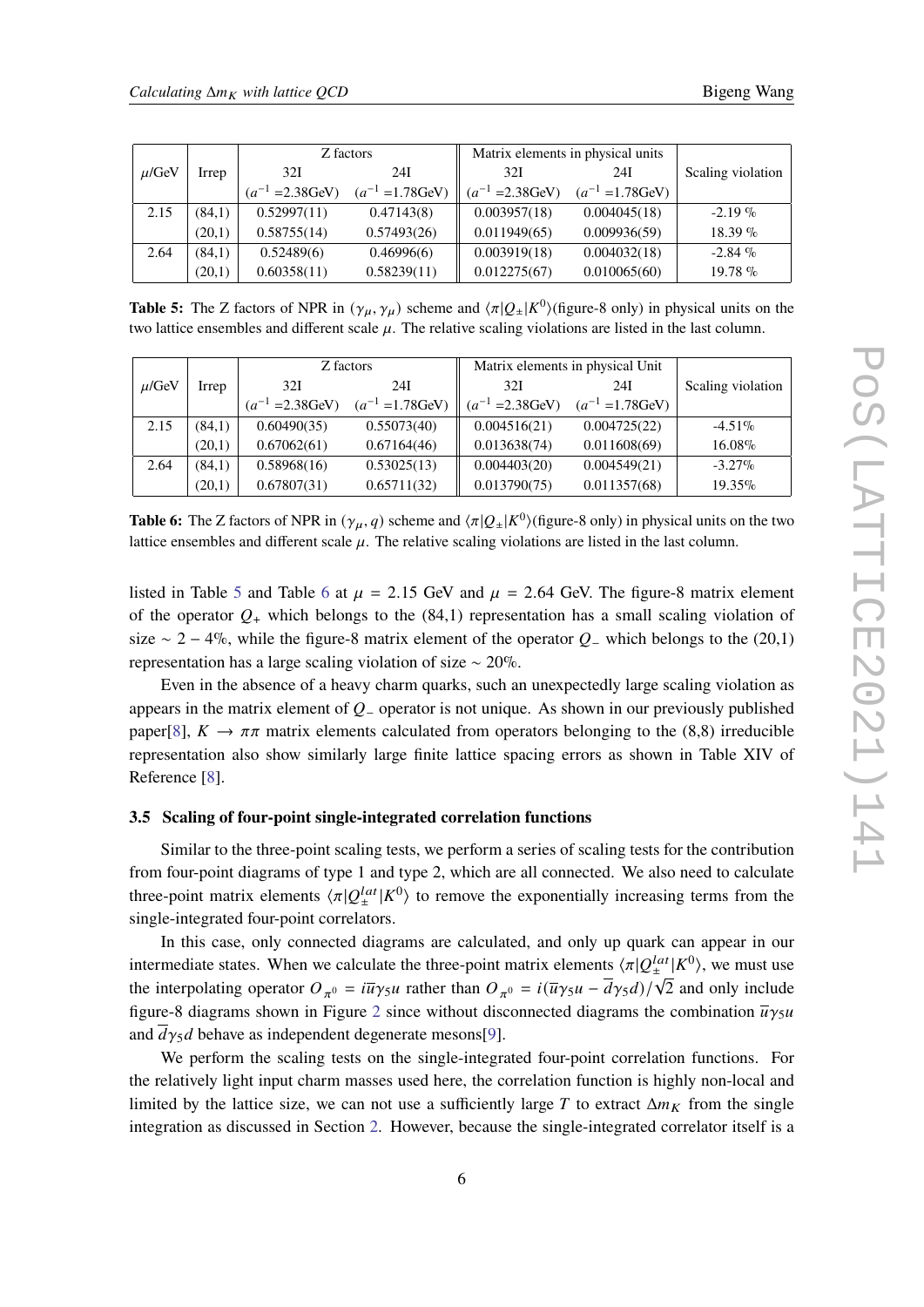| $\mu$/GeV | Irrep | Z factors | | Matrix elements in physical units | | Scaling violation |
|---|---|---|---|---|---|---|
| | | 32I | 24I | 32I | 24I | |
| | | ($a^{-1}$ =2.38GeV) | ($a^{-1}$ =1.78GeV) | ($a^{-1}$ =2.38GeV) | ($a^{-1}$ =1.78GeV) | |
| 2.15 | (84,1) | 0.52997(11) | 0.47143(8) | 0.003957(18) | 0.004045(18) | -2.19 % |
| | (20,1) | 0.58755(14) | 0.57493(26) | 0.011949(65) | 0.009936(59) | 18.39 % |
| 2.64 | (84,1) | 0.52489(6) | 0.46996(6) | 0.003919(18) | 0.004032(18) | -2.84 % |
| | (20,1) | 0.60358(11) | 0.58239(11) | 0.012275(67) | 0.010065(60) | 19.78 % |

**Table 5:** The Z factors of NPR in $(\gamma_\mu, \gamma_\mu)$ scheme and $\langle\pi|Q_\pm|K^0\rangle$(figure-8 only) in physical units on the two lattice ensembles and different scale $\mu$. The relative scaling violations are listed in the last column.

| $\mu$/GeV | Irrep | Z factors | | Matrix elements in physical Unit | | Scaling violation |
|---|---|---|---|---|---|---|
| | | 32I | 24I | 32I | 24I | |
| | | ($a^{-1}$ =2.38GeV) | ($a^{-1}$ =1.78GeV) | ($a^{-1}$ =2.38GeV) | ($a^{-1}$ =1.78GeV) | |
| 2.15 | (84,1) | 0.60490(35) | 0.55073(40) | 0.004516(21) | 0.004725(22) | -4.51% |
| | (20,1) | 0.67062(61) | 0.67164(46) | 0.013638(74) | 0.011608(69) | 16.08% |
| 2.64 | (84,1) | 0.58968(16) | 0.53025(13) | 0.004403(20) | 0.004549(21) | -3.27% |
| | (20,1) | 0.67807(31) | 0.65711(32) | 0.013790(75) | 0.011357(68) | 19.35% |

**Table 6:** The Z factors of NPR in $(\gamma_\mu, q)$ scheme and $\langle\pi|Q_\pm|K^0\rangle$(figure-8 only) in physical units on the two lattice ensembles and different scale $\mu$. The relative scaling violations are listed in the last column.

listed in Table 5 and Table 6 at $\mu = 2.15$ GeV and $\mu = 2.64$ GeV. The figure-8 matrix element of the operator $Q_+$ which belongs to the (84,1) representation has a small scaling violation of size $\sim 2-4\%$, while the figure-8 matrix element of the operator $Q_-$ which belongs to the (20,1) representation has a large scaling violation of size $\sim 20\%$.

Even in the absence of a heavy charm quarks, such an unexpectedly large scaling violation as appears in the matrix element of $Q_-$ operator is not unique. As shown in our previously published paper[8], $K \to \pi\pi$ matrix elements calculated from operators belonging to the (8,8) irreducible representation also show similarly large finite lattice spacing errors as shown in Table XIV of Reference [8].

### 3.5 Scaling of four-point single-integrated correlation functions

Similar to the three-point scaling tests, we perform a series of scaling tests for the contribution from four-point diagrams of type 1 and type 2, which are all connected. We also need to calculate three-point matrix elements $\langle\pi|Q_\pm^{lat}|K^0\rangle$ to remove the exponentially increasing terms from the single-integrated four-point correlators.

In this case, only connected diagrams are calculated, and only up quark can appear in our intermediate states. When we calculate the three-point matrix elements $\langle\pi|Q_\pm^{lat}|K^0\rangle$, we must use the interpolating operator $O_{\pi^0} = i\bar{u}\gamma_5 u$ rather than $O_{\pi^0} = i(\bar{u}\gamma_5 u - \bar{d}\gamma_5 d)/\sqrt{2}$ and only include figure-8 diagrams shown in Figure 2 since without disconnected diagrams the combination $\bar{u}\gamma_5 u$ and $\bar{d}\gamma_5 d$ behave as independent degenerate mesons[9].

We perform the scaling tests on the single-integrated four-point correlation functions. For the relatively light input charm masses used here, the correlation function is highly non-local and limited by the lattice size, we can not use a sufficiently large $T$ to extract $\Delta m_K$ from the single integration as discussed in Section 2. However, because the single-integrated correlator itself is a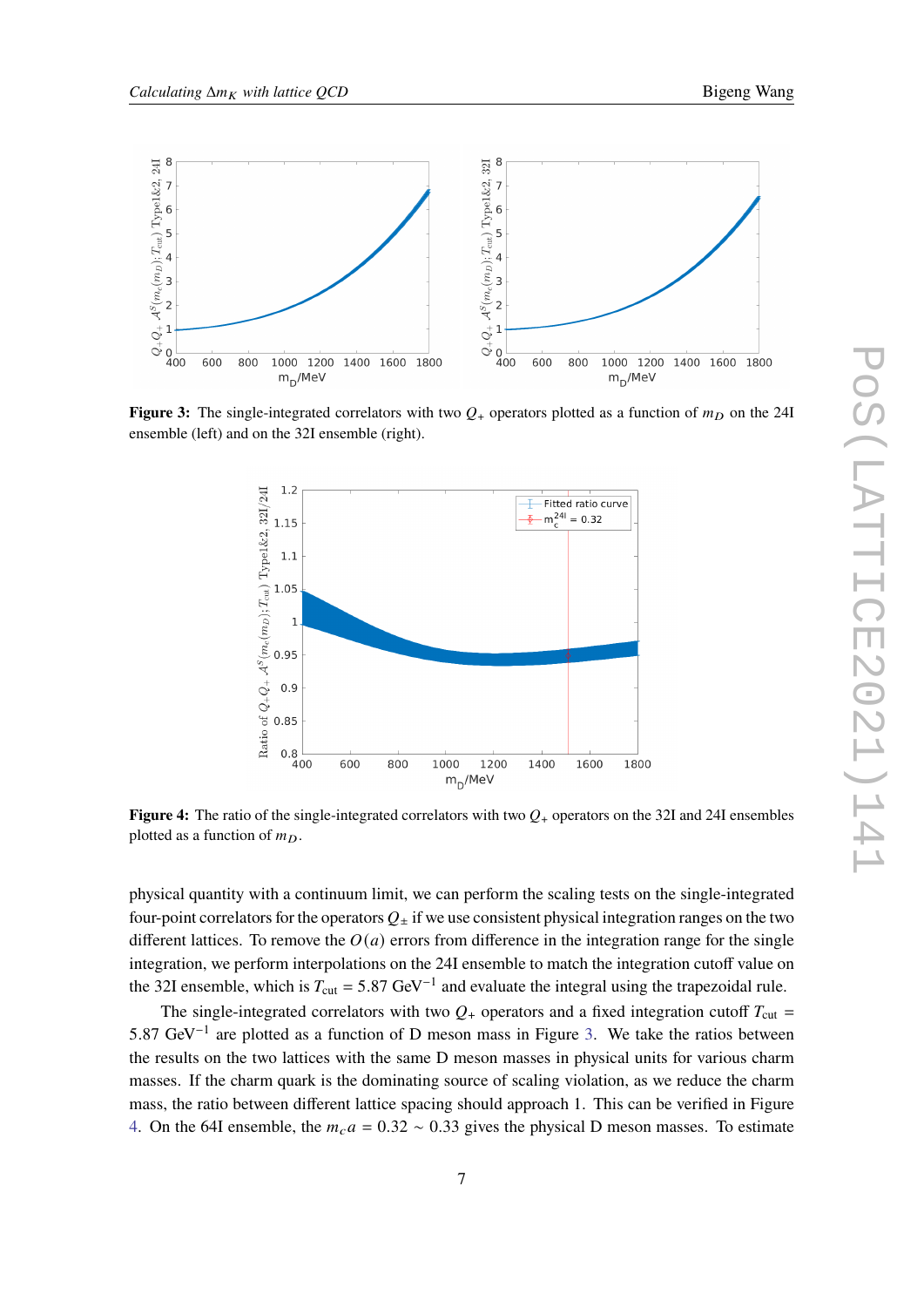**Figure 3:** The single-integrated correlators with two $Q_+$ operators plotted as a function of $m_D$ on the 24I ensemble (left) and on the 32I ensemble (right).

**Figure 4:** The ratio of the single-integrated correlators with two $Q_+$ operators on the 32I and 24I ensembles plotted as a function of $m_D$.

physical quantity with a continuum limit, we can perform the scaling tests on the single-integrated four-point correlators for the operators $Q_\pm$ if we use consistent physical integration ranges on the two different lattices. To remove the $O(a)$ errors from difference in the integration range for the single integration, we perform interpolations on the 24I ensemble to match the integration cutoff value on the 32I ensemble, which is $T_{\text{cut}} = 5.87\ \text{GeV}^{-1}$ and evaluate the integral using the trapezoidal rule.

The single-integrated correlators with two $Q_+$ operators and a fixed integration cutoff $T_{\text{cut}} = 5.87\ \text{GeV}^{-1}$ are plotted as a function of D meson mass in Figure 3. We take the ratios between the results on the two lattices with the same D meson masses in physical units for various charm masses. If the charm quark is the dominating source of scaling violation, as we reduce the charm mass, the ratio between different lattice spacing should approach 1. This can be verified in Figure 4. On the 64I ensemble, the $m_c a = 0.32 \sim 0.33$ gives the physical D meson masses. To estimate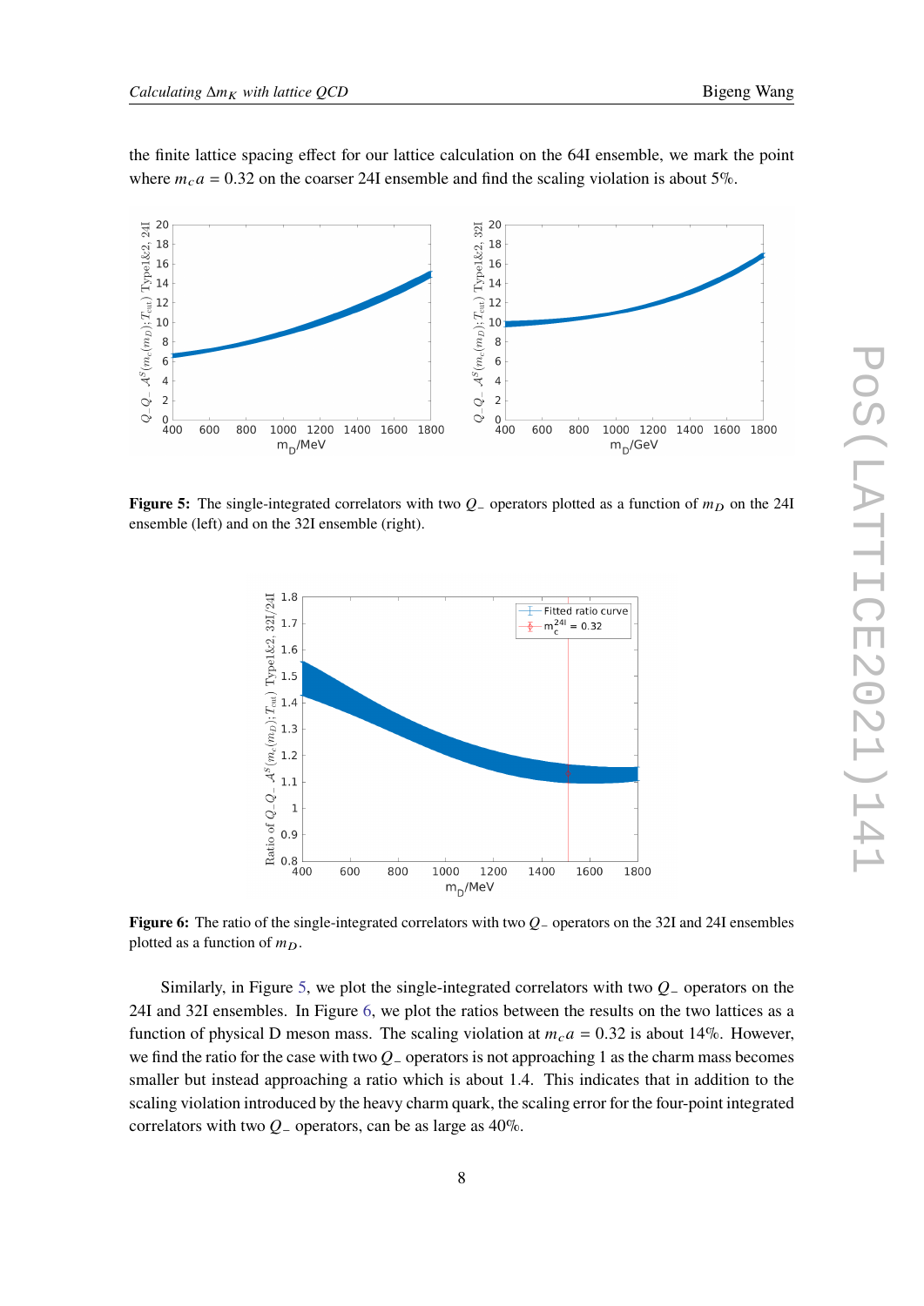the finite lattice spacing effect for our lattice calculation on the 64I ensemble, we mark the point where $m_c a = 0.32$ on the coarser 24I ensemble and find the scaling violation is about 5%.

**Figure 5:** The single-integrated correlators with two $Q_-$ operators plotted as a function of $m_D$ on the 24I ensemble (left) and on the 32I ensemble (right).

**Figure 6:** The ratio of the single-integrated correlators with two $Q_-$ operators on the 32I and 24I ensembles plotted as a function of $m_D$.

Similarly, in Figure 5, we plot the single-integrated correlators with two $Q_-$ operators on the 24I and 32I ensembles. In Figure 6, we plot the ratios between the results on the two lattices as a function of physical D meson mass. The scaling violation at $m_c a = 0.32$ is about 14%. However, we find the ratio for the case with two $Q_-$ operators is not approaching 1 as the charm mass becomes smaller but instead approaching a ratio which is about 1.4. This indicates that in addition to the scaling violation introduced by the heavy charm quark, the scaling error for the four-point integrated correlators with two $Q_-$ operators, can be as large as 40%.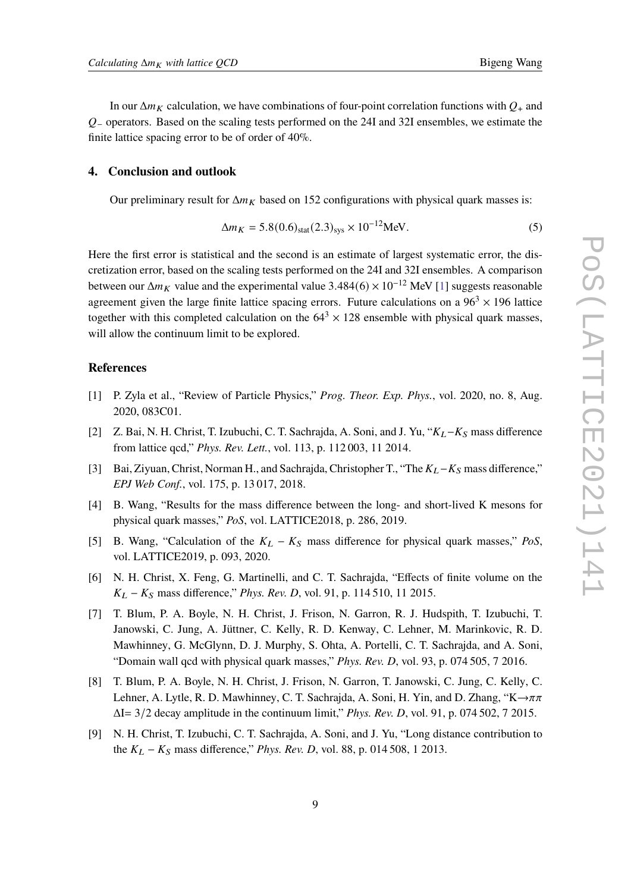In our $\Delta m_K$ calculation, we have combinations of four-point correlation functions with $Q_+$ and $Q_-$ operators. Based on the scaling tests performed on the 24I and 32I ensembles, we estimate the finite lattice spacing error to be of order of 40%.

## 4. Conclusion and outlook

Our preliminary result for $\Delta m_K$ based on 152 configurations with physical quark masses is:

$$\Delta m_K = 5.8(0.6)_{\text{stat}}(2.3)_{\text{sys}} \times 10^{-12}\text{MeV}. \tag{5}$$

Here the first error is statistical and the second is an estimate of largest systematic error, the discretization error, based on the scaling tests performed on the 24I and 32I ensembles. A comparison between our $\Delta m_K$ value and the experimental value $3.484(6) \times 10^{-12}$ MeV [1] suggests reasonable agreement given the large finite lattice spacing errors. Future calculations on a $96^3 \times 196$ lattice together with this completed calculation on the $64^3 \times 128$ ensemble with physical quark masses, will allow the continuum limit to be explored.

## References

[1] P. Zyla et al., "Review of Particle Physics," *Prog. Theor. Exp. Phys.*, vol. 2020, no. 8, Aug. 2020, 083C01.

[2] Z. Bai, N. H. Christ, T. Izubuchi, C. T. Sachrajda, A. Soni, and J. Yu, "$K_L$–$K_S$ mass difference from lattice qcd," *Phys. Rev. Lett.*, vol. 113, p. 112 003, 11 2014.

[3] Bai, Ziyuan, Christ, Norman H., and Sachrajda, Christopher T., "The $K_L$–$K_S$ mass difference," *EPJ Web Conf.*, vol. 175, p. 13 017, 2018.

[4] B. Wang, "Results for the mass difference between the long- and short-lived K mesons for physical quark masses," *PoS*, vol. LATTICE2018, p. 286, 2019.

[5] B. Wang, "Calculation of the $K_L - K_S$ mass difference for physical quark masses," *PoS*, vol. LATTICE2019, p. 093, 2020.

[6] N. H. Christ, X. Feng, G. Martinelli, and C. T. Sachrajda, "Effects of finite volume on the $K_L - K_S$ mass difference," *Phys. Rev. D*, vol. 91, p. 114 510, 11 2015.

[7] T. Blum, P. A. Boyle, N. H. Christ, J. Frison, N. Garron, R. J. Hudspith, T. Izubuchi, T. Janowski, C. Jung, A. Jüttner, C. Kelly, R. D. Kenway, C. Lehner, M. Marinkovic, R. D. Mawhinney, G. McGlynn, D. J. Murphy, S. Ohta, A. Portelli, C. T. Sachrajda, and A. Soni, "Domain wall qcd with physical quark masses," *Phys. Rev. D*, vol. 93, p. 074 505, 7 2016.

[8] T. Blum, P. A. Boyle, N. H. Christ, J. Frison, N. Garron, T. Janowski, C. Jung, C. Kelly, C. Lehner, A. Lytle, R. D. Mawhinney, C. T. Sachrajda, A. Soni, H. Yin, and D. Zhang, "K$\rightarrow\pi\pi$ $\Delta$I= $3/2$ decay amplitude in the continuum limit," *Phys. Rev. D*, vol. 91, p. 074 502, 7 2015.

[9] N. H. Christ, T. Izubuchi, C. T. Sachrajda, A. Soni, and J. Yu, "Long distance contribution to the $K_L - K_S$ mass difference," *Phys. Rev. D*, vol. 88, p. 014 508, 1 2013.